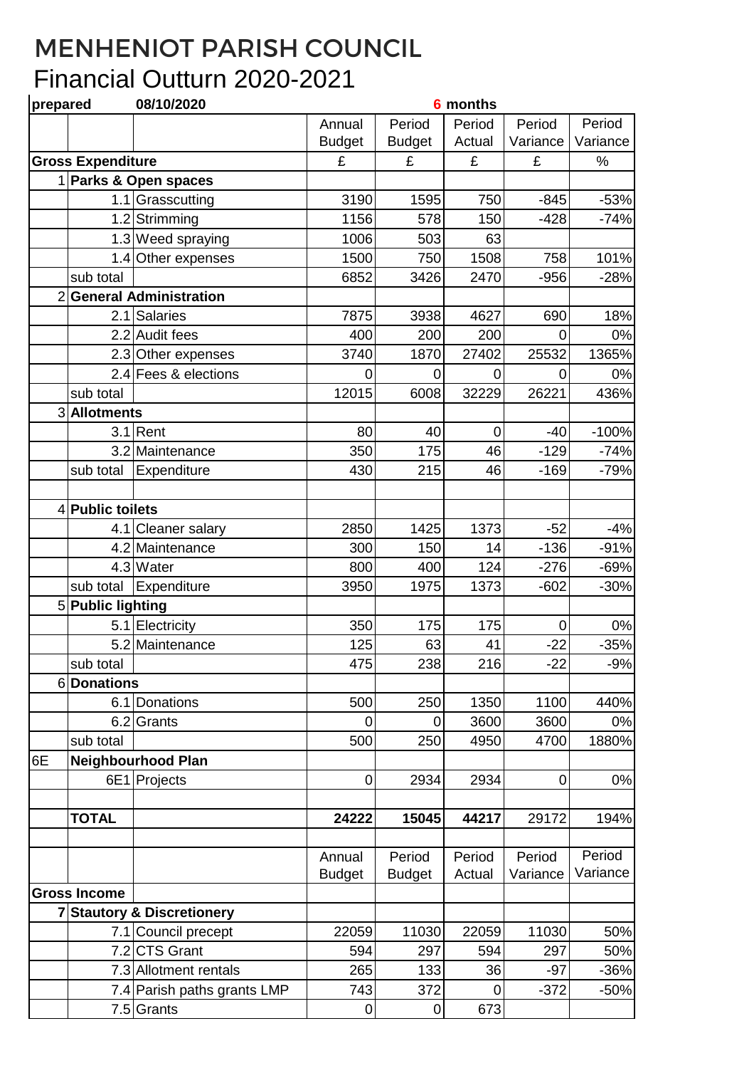# MENHENIOT PARISH COUNCIL

## Financial Outturn 2020-2021

| prepared | 08/10/2020 | | 6 months | | | | |
|---|---|---|---|---|---|---|---|
| | | | Annual Budget | Period Budget | Period Actual | Period Variance | Period Variance |
| **Gross Expenditure** | | | £ | £ | £ | £ | % |
| 1 | **Parks & Open spaces** | | | | | | |
| | 1.1 | Grasscutting | 3190 | 1595 | 750 | -845 | -53% |
| | 1.2 | Strimming | 1156 | 578 | 150 | -428 | -74% |
| | 1.3 | Weed spraying | 1006 | 503 | 63 | | |
| | 1.4 | Other expenses | 1500 | 750 | 1508 | 758 | 101% |
| | sub total | | 6852 | 3426 | 2470 | -956 | -28% |
| 2 | **General Administration** | | | | | | |
| | 2.1 | Salaries | 7875 | 3938 | 4627 | 690 | 18% |
| | 2.2 | Audit fees | 400 | 200 | 200 | 0 | 0% |
| | 2.3 | Other expenses | 3740 | 1870 | 27402 | 25532 | 1365% |
| | 2.4 | Fees & elections | 0 | 0 | 0 | 0 | 0% |
| | sub total | | 12015 | 6008 | 32229 | 26221 | 436% |
| 3 | **Allotments** | | | | | | |
| | 3.1 | Rent | 80 | 40 | 0 | -40 | -100% |
| | 3.2 | Maintenance | 350 | 175 | 46 | -129 | -74% |
| | sub total | Expenditure | 430 | 215 | 46 | -169 | -79% |
| | | | | | | | |
| 4 | **Public toilets** | | | | | | |
| | 4.1 | Cleaner salary | 2850 | 1425 | 1373 | -52 | -4% |
| | 4.2 | Maintenance | 300 | 150 | 14 | -136 | -91% |
| | 4.3 | Water | 800 | 400 | 124 | -276 | -69% |
| | sub total | Expenditure | 3950 | 1975 | 1373 | -602 | -30% |
| 5 | **Public lighting** | | | | | | |
| | 5.1 | Electricity | 350 | 175 | 175 | 0 | 0% |
| | 5.2 | Maintenance | 125 | 63 | 41 | -22 | -35% |
| | sub total | | 475 | 238 | 216 | -22 | -9% |
| 6 | **Donations** | | | | | | |
| | 6.1 | Donations | 500 | 250 | 1350 | 1100 | 440% |
| | 6.2 | Grants | 0 | 0 | 3600 | 3600 | 0% |
| | sub total | | 500 | 250 | 4950 | 4700 | 1880% |
| 6E | **Neighbourhood Plan** | | | | | | |
| | 6E1 | Projects | 0 | 2934 | 2934 | 0 | 0% |
| | | | | | | | |
| | **TOTAL** | | **24222** | **15045** | **44217** | 29172 | 194% |
| | | | | | | | |
| | | | Annual Budget | Period Budget | Period Actual | Period Variance | Period Variance |
| **Gross Income** | | | | | | | |
| 7 | **Stautory & Discretionery** | | | | | | |
| | 7.1 | Council precept | 22059 | 11030 | 22059 | 11030 | 50% |
| | 7.2 | CTS Grant | 594 | 297 | 594 | 297 | 50% |
| | 7.3 | Allotment rentals | 265 | 133 | 36 | -97 | -36% |
| | 7.4 | Parish paths grants LMP | 743 | 372 | 0 | -372 | -50% |
| | 7.5 | Grants | 0 | 0 | 673 | | |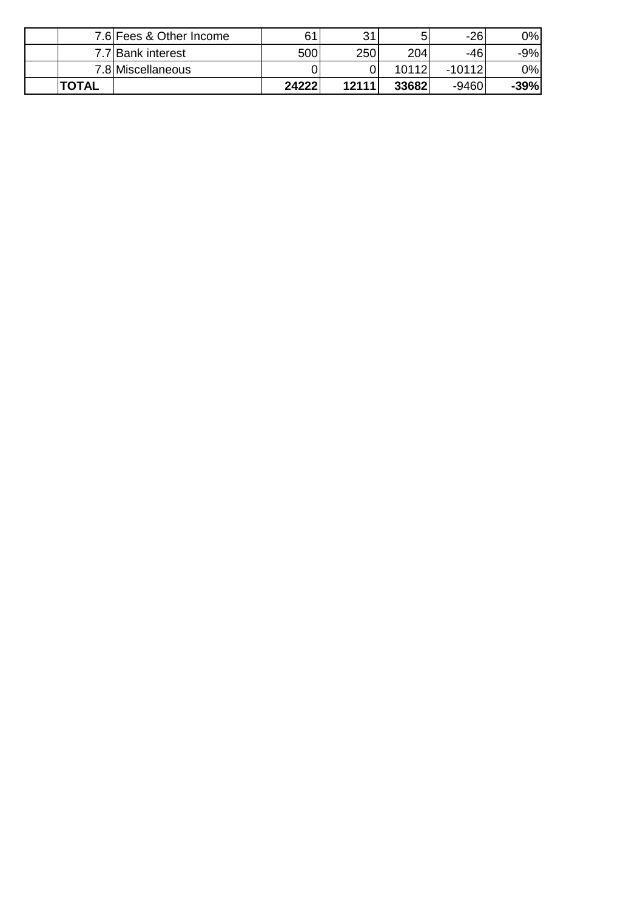| | | | | | | | |
|---|---|---|---|---|---|---|---|
| | 7.6 | Fees & Other Income | 61 | 31 | 5 | -26 | 0% |
| | 7.7 | Bank interest | 500 | 250 | 204 | -46 | -9% |
| | 7.8 | Miscellaneous | 0 | 0 | 10112 | -10112 | 0% |
| | **TOTAL** | | **24222** | **12111** | **33682** | -9460 | **-39%** |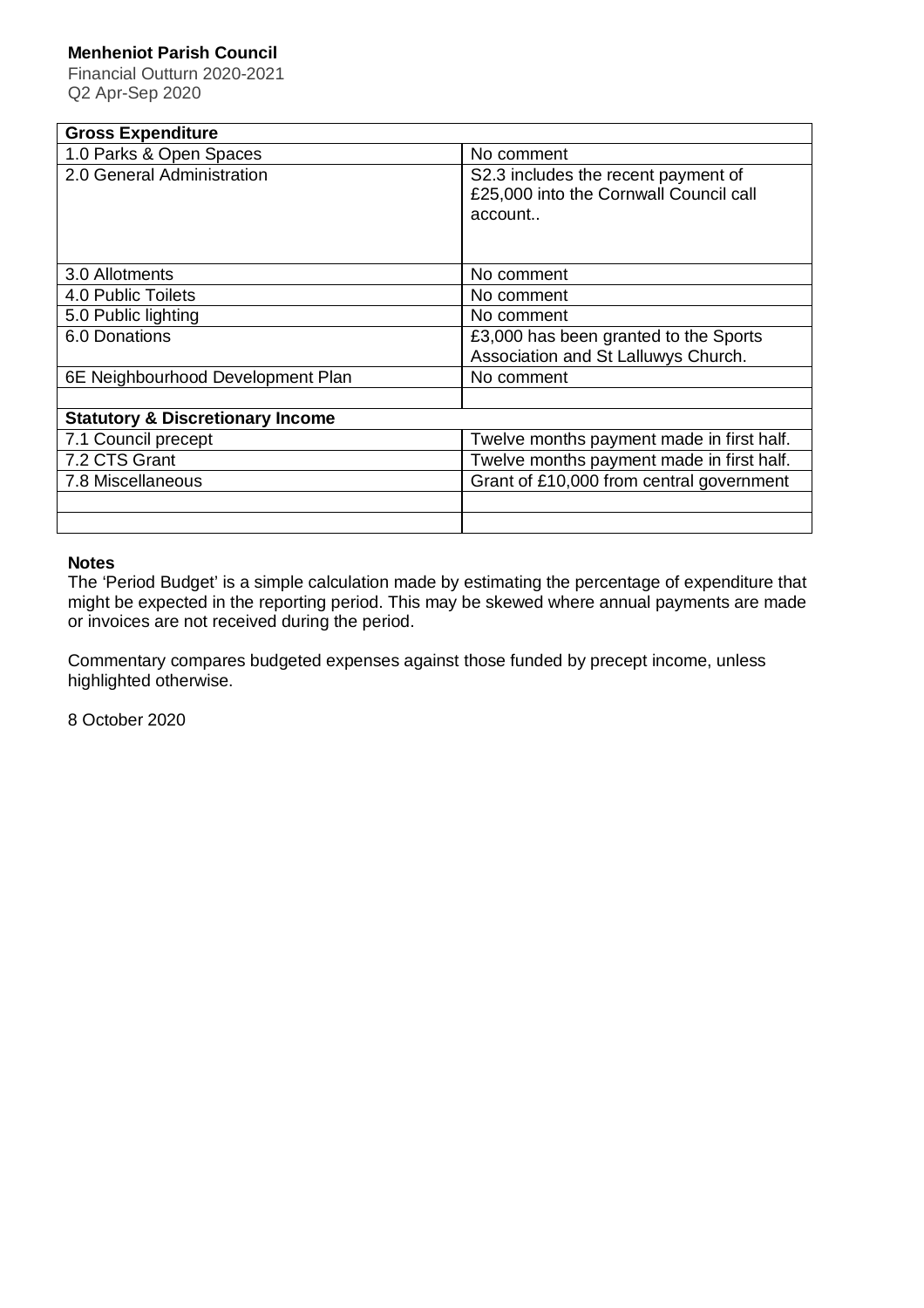**Menheniot Parish Council**

Financial Outturn 2020-2021

Q2 Apr-Sep 2020

| | |
|---|---|
| **Gross Expenditure** | |
| 1.0 Parks & Open Spaces | No comment |
| 2.0 General Administration | S2.3 includes the recent payment of £25,000 into the Cornwall Council call account.. |
| 3.0 Allotments | No comment |
| 4.0 Public Toilets | No comment |
| 5.0 Public lighting | No comment |
| 6.0 Donations | £3,000 has been granted to the Sports Association and St Lalluwys Church. |
| 6E Neighbourhood Development Plan | No comment |
| | |
| **Statutory & Discretionary Income** | |
| 7.1 Council precept | Twelve months payment made in first half. |
| 7.2 CTS Grant | Twelve months payment made in first half. |
| 7.8 Miscellaneous | Grant of £10,000 from central government |
| | |
| | |

**Notes**

The 'Period Budget' is a simple calculation made by estimating the percentage of expenditure that might be expected in the reporting period. This may be skewed where annual payments are made or invoices are not received during the period.

Commentary compares budgeted expenses against those funded by precept income, unless highlighted otherwise.

8 October 2020